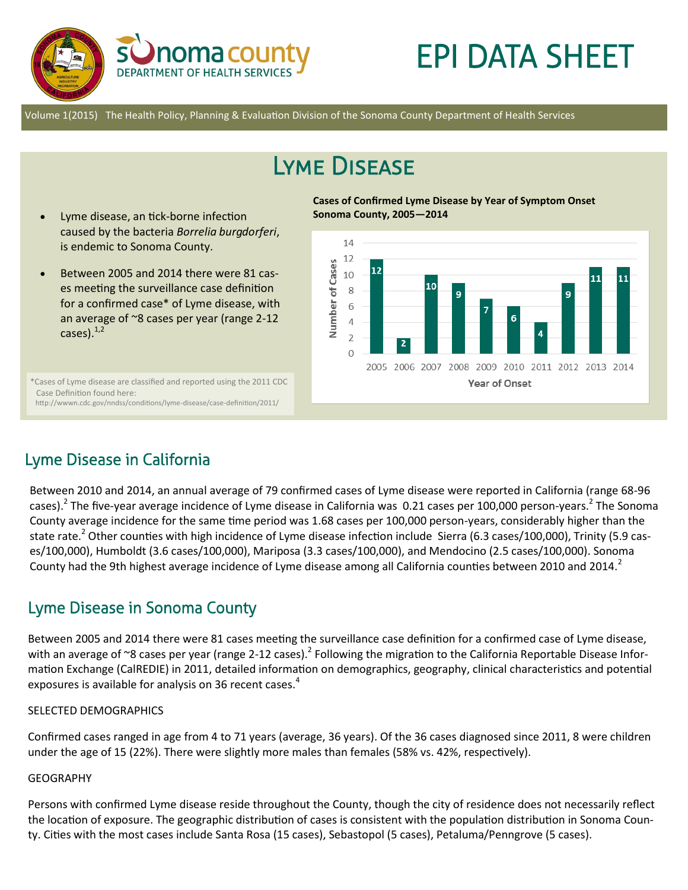# EPI DATA SHEET

Volume 1(2015) The Health Policy, Planning & Evaluation Division of the Sonoma County Department of Health Services

## Lyme Disease

- Lyme disease, an tick-borne infection caused by the bacteria *Borrelia burgdorferi*, is endemic to Sonoma County.
- Between 2005 and 2014 there were 81 cases meeting the surveillance case definition for a confirmed case* of Lyme disease, with an average of ~8 cases per year (range 2-12 cases).[1,2]

*Cases of Lyme disease are classified and reported using the 2011 CDC Case Definition found here: http://wwwn.cdc.gov/nndss/conditions/lyme-disease/case-definition/2011/

**Cases of Confirmed Lyme Disease by Year of Symptom Onset Sonoma County, 2005—2014**

| Year of Onset | 2005 | 2006 | 2007 | 2008 | 2009 | 2010 | 2011 | 2012 | 2013 | 2014 |
|---|---|---|---|---|---|---|---|---|---|---|
| Number of Cases | 12 | 2 | 10 | 9 | 7 | 6 | 4 | 9 | 11 | 11 |

## Lyme Disease in California

Between 2010 and 2014, an annual average of 79 confirmed cases of Lyme disease were reported in California (range 68-96 cases).[2] The five-year average incidence of Lyme disease in California was 0.21 cases per 100,000 person-years.[2] The Sonoma County average incidence for the same time period was 1.68 cases per 100,000 person-years, considerably higher than the state rate.[2] Other counties with high incidence of Lyme disease infection include Sierra (6.3 cases/100,000), Trinity (5.9 cases/100,000), Humboldt (3.6 cases/100,000), Mariposa (3.3 cases/100,000), and Mendocino (2.5 cases/100,000). Sonoma County had the 9th highest average incidence of Lyme disease among all California counties between 2010 and 2014.[2]

## Lyme Disease in Sonoma County

Between 2005 and 2014 there were 81 cases meeting the surveillance case definition for a confirmed case of Lyme disease, with an average of ~8 cases per year (range 2-12 cases).[2] Following the migration to the California Reportable Disease Information Exchange (CalREDIE) in 2011, detailed information on demographics, geography, clinical characteristics and potential exposures is available for analysis on 36 recent cases.[4]

### SELECTED DEMOGRAPHICS

Confirmed cases ranged in age from 4 to 71 years (average, 36 years). Of the 36 cases diagnosed since 2011, 8 were children under the age of 15 (22%). There were slightly more males than females (58% vs. 42%, respectively).

### GEOGRAPHY

Persons with confirmed Lyme disease reside throughout the County, though the city of residence does not necessarily reflect the location of exposure. The geographic distribution of cases is consistent with the population distribution in Sonoma County. Cities with the most cases include Santa Rosa (15 cases), Sebastopol (5 cases), Petaluma/Penngrove (5 cases).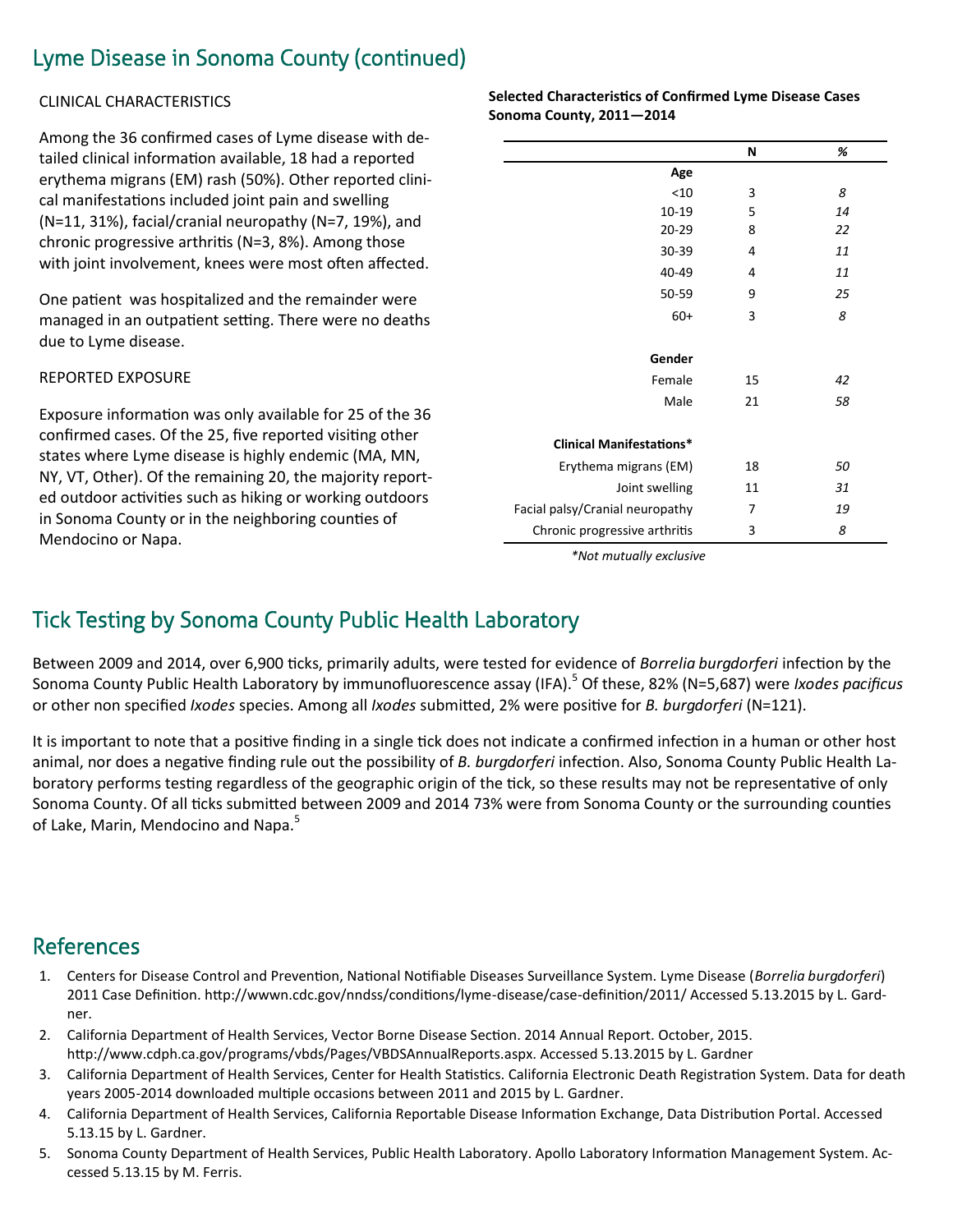## Lyme Disease in Sonoma County (continued)

CLINICAL CHARACTERISTICS

Among the 36 confirmed cases of Lyme disease with detailed clinical information available, 18 had a reported erythema migrans (EM) rash (50%). Other reported clinical manifestations included joint pain and swelling (N=11, 31%), facial/cranial neuropathy (N=7, 19%), and chronic progressive arthritis (N=3, 8%). Among those with joint involvement, knees were most often affected.

One patient was hospitalized and the remainder were managed in an outpatient setting. There were no deaths due to Lyme disease.

REPORTED EXPOSURE

Exposure information was only available for 25 of the 36 confirmed cases. Of the 25, five reported visiting other states where Lyme disease is highly endemic (MA, MN, NY, VT, Other). Of the remaining 20, the majority reported outdoor activities such as hiking or working outdoors in Sonoma County or in the neighboring counties of Mendocino or Napa.

**Selected Characteristics of Confirmed Lyme Disease Cases Sonoma County, 2011—2014**

| | N | % |
|---|---|---|
| **Age** | | |
| <10 | 3 | *8* |
| 10-19 | 5 | *14* |
| 20-29 | 8 | *22* |
| 30-39 | 4 | *11* |
| 40-49 | 4 | *11* |
| 50-59 | 9 | *25* |
| 60+ | 3 | *8* |
| **Gender** | | |
| Female | 15 | *42* |
| Male | 21 | *58* |
| **Clinical Manifestations*** | | |
| Erythema migrans (EM) | 18 | *50* |
| Joint swelling | 11 | *31* |
| Facial palsy/Cranial neuropathy | 7 | *19* |
| Chronic progressive arthritis | 3 | *8* |

*\*Not mutually exclusive*

## Tick Testing by Sonoma County Public Health Laboratory

Between 2009 and 2014, over 6,900 ticks, primarily adults, were tested for evidence of *Borrelia burgdorferi* infection by the Sonoma County Public Health Laboratory by immunofluorescence assay (IFA).[5] Of these, 82% (N=5,687) were *Ixodes pacificus* or other non specified *Ixodes* species. Among all *Ixodes* submitted, 2% were positive for *B. burgdorferi* (N=121).

It is important to note that a positive finding in a single tick does not indicate a confirmed infection in a human or other host animal, nor does a negative finding rule out the possibility of *B. burgdorferi* infection. Also, Sonoma County Public Health Laboratory performs testing regardless of the geographic origin of the tick, so these results may not be representative of only Sonoma County. Of all ticks submitted between 2009 and 2014 73% were from Sonoma County or the surrounding counties of Lake, Marin, Mendocino and Napa.[5]

## References

1. Centers for Disease Control and Prevention, National Notifiable Diseases Surveillance System. Lyme Disease (*Borrelia burgdorferi*) 2011 Case Definition. http://wwwn.cdc.gov/nndss/conditions/lyme-disease/case-definition/2011/ Accessed 5.13.2015 by L. Gardner.
2. California Department of Health Services, Vector Borne Disease Section. 2014 Annual Report. October, 2015. http://www.cdph.ca.gov/programs/vbds/Pages/VBDSAnnualReports.aspx. Accessed 5.13.2015 by L. Gardner
3. California Department of Health Services, Center for Health Statistics. California Electronic Death Registration System. Data for death years 2005-2014 downloaded multiple occasions between 2011 and 2015 by L. Gardner.
4. California Department of Health Services, California Reportable Disease Information Exchange, Data Distribution Portal. Accessed 5.13.15 by L. Gardner.
5. Sonoma County Department of Health Services, Public Health Laboratory. Apollo Laboratory Information Management System. Accessed 5.13.15 by M. Ferris.